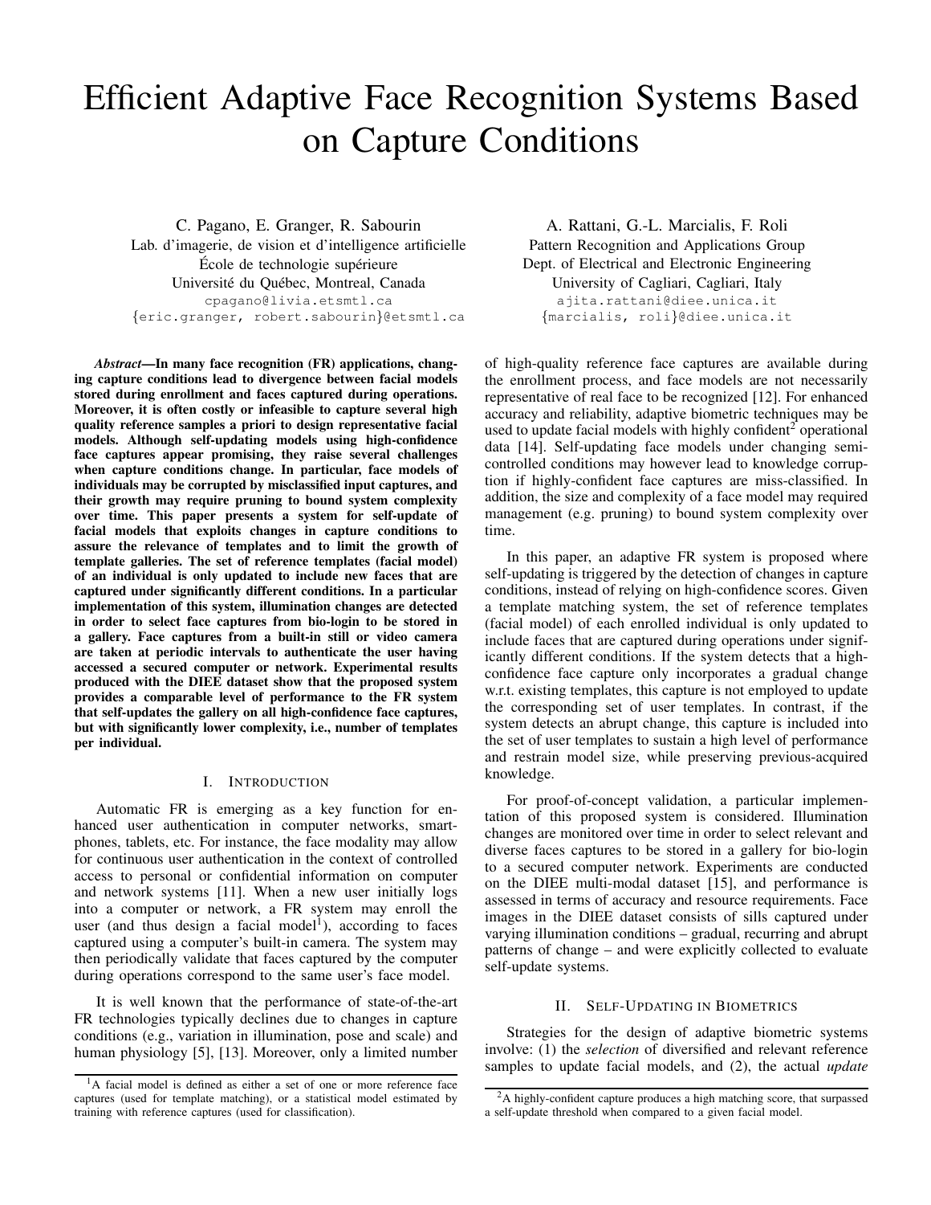# Efficient Adaptive Face Recognition Systems Based on Capture Conditions

C. Pagano, E. Granger, R. Sabourin
Lab. d'imagerie, de vision et d'intelligence artificielle
École de technologie supérieure
Université du Québec, Montreal, Canada
cpagano@livia.etsmtl.ca
{eric.granger, robert.sabourin}@etsmtl.ca

A. Rattani, G.-L. Marcialis, F. Roli
Pattern Recognition and Applications Group
Dept. of Electrical and Electronic Engineering
University of Cagliari, Cagliari, Italy
ajita.rattani@diee.unica.it
{marcialis, roli}@diee.unica.it

***Abstract*—In many face recognition (FR) applications, changing capture conditions lead to divergence between facial models stored during enrollment and faces captured during operations. Moreover, it is often costly or infeasible to capture several high quality reference samples a priori to design representative facial models. Although self-updating models using high-confidence face captures appear promising, they raise several challenges when capture conditions change. In particular, face models of individuals may be corrupted by misclassified input captures, and their growth may require pruning to bound system complexity over time. This paper presents a system for self-update of facial models that exploits changes in capture conditions to assure the relevance of templates and to limit the growth of template galleries. The set of reference templates (facial model) of an individual is only updated to include new faces that are captured under significantly different conditions. In a particular implementation of this system, illumination changes are detected in order to select face captures from bio-login to be stored in a gallery. Face captures from a built-in still or video camera are taken at periodic intervals to authenticate the user having accessed a secured computer or network. Experimental results produced with the DIEE dataset show that the proposed system provides a comparable level of performance to the FR system that self-updates the gallery on all high-confidence face captures, but with significantly lower complexity, i.e., number of templates per individual.**

## I. Introduction

Automatic FR is emerging as a key function for enhanced user authentication in computer networks, smartphones, tablets, etc. For instance, the face modality may allow for continuous user authentication in the context of controlled access to personal or confidential information on computer and network systems [11]. When a new user initially logs into a computer or network, a FR system may enroll the user (and thus design a facial model[1]), according to faces captured using a computer's built-in camera. The system may then periodically validate that faces captured by the computer during operations correspond to the same user's face model.

It is well known that the performance of state-of-the-art FR technologies typically declines due to changes in capture conditions (e.g., variation in illumination, pose and scale) and human physiology [5], [13]. Moreover, only a limited number of high-quality reference face captures are available during the enrollment process, and face models are not necessarily representative of real face to be recognized [12]. For enhanced accuracy and reliability, adaptive biometric techniques may be used to update facial models with highly confident[2] operational data [14]. Self-updating face models under changing semi-controlled conditions may however lead to knowledge corruption if highly-confident face captures are miss-classified. In addition, the size and complexity of a face model may required management (e.g. pruning) to bound system complexity over time.

In this paper, an adaptive FR system is proposed where self-updating is triggered by the detection of changes in capture conditions, instead of relying on high-confidence scores. Given a template matching system, the set of reference templates (facial model) of each enrolled individual is only updated to include faces that are captured during operations under significantly different conditions. If the system detects that a high-confidence face capture only incorporates a gradual change w.r.t. existing templates, this capture is not employed to update the corresponding set of user templates. In contrast, if the system detects an abrupt change, this capture is included into the set of user templates to sustain a high level of performance and restrain model size, while preserving previous-acquired knowledge.

For proof-of-concept validation, a particular implementation of this proposed system is considered. Illumination changes are monitored over time in order to select relevant and diverse faces captures to be stored in a gallery for bio-login to a secured computer network. Experiments are conducted on the DIEE multi-modal dataset [15], and performance is assessed in terms of accuracy and resource requirements. Face images in the DIEE dataset consists of sills captured under varying illumination conditions – gradual, recurring and abrupt patterns of change – and were explicitly collected to evaluate self-update systems.

## II. Self-Updating in Biometrics

Strategies for the design of adaptive biometric systems involve: (1) the *selection* of diversified and relevant reference samples to update facial models, and (2), the actual *update*

[1] A facial model is defined as either a set of one or more reference face captures (used for template matching), or a statistical model estimated by training with reference captures (used for classification).

[2] A highly-confident capture produces a high matching score, that surpassed a self-update threshold when compared to a given facial model.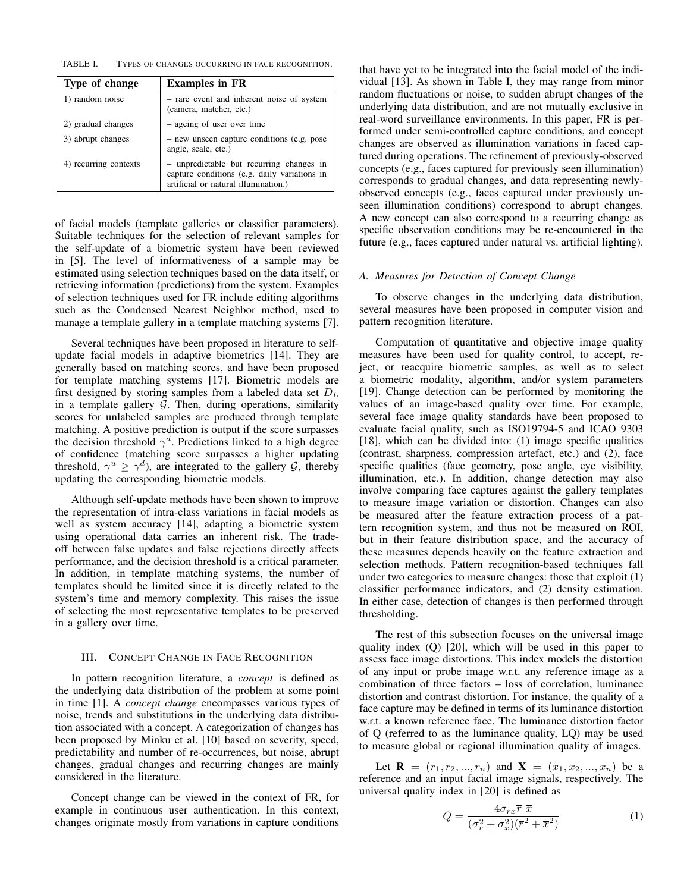TABLE I. TYPES OF CHANGES OCCURRING IN FACE RECOGNITION.

| Type of change | Examples in FR |
| --- | --- |
| 1) random noise | – rare event and inherent noise of system (camera, matcher, etc.) |
| 2) gradual changes | – ageing of user over time |
| 3) abrupt changes | – new unseen capture conditions (e.g. pose angle, scale, etc.) |
| 4) recurring contexts | – unpredictable but recurring changes in capture conditions (e.g. daily variations in artificial or natural illumination.) |

of facial models (template galleries or classifier parameters). Suitable techniques for the selection of relevant samples for the self-update of a biometric system have been reviewed in [5]. The level of informativeness of a sample may be estimated using selection techniques based on the data itself, or retrieving information (predictions) from the system. Examples of selection techniques used for FR include editing algorithms such as the Condensed Nearest Neighbor method, used to manage a template gallery in a template matching systems [7].

Several techniques have been proposed in literature to self-update facial models in adaptive biometrics [14]. They are generally based on matching scores, and have been proposed for template matching systems [17]. Biometric models are first designed by storing samples from a labeled data set $D_L$ in a template gallery $\mathcal{G}$. Then, during operations, similarity scores for unlabeled samples are produced through template matching. A positive prediction is output if the score surpasses the decision threshold $\gamma^d$. Predictions linked to a high degree of confidence (matching score surpasses a higher updating threshold, $\gamma^u \geq \gamma^d$), are integrated to the gallery $\mathcal{G}$, thereby updating the corresponding biometric models.

Although self-update methods have been shown to improve the representation of intra-class variations in facial models as well as system accuracy [14], adapting a biometric system using operational data carries an inherent risk. The trade-off between false updates and false rejections directly affects performance, and the decision threshold is a critical parameter. In addition, in template matching systems, the number of templates should be limited since it is directly related to the system's time and memory complexity. This raises the issue of selecting the most representative templates to be preserved in a gallery over time.

## III. CONCEPT CHANGE IN FACE RECOGNITION

In pattern recognition literature, a *concept* is defined as the underlying data distribution of the problem at some point in time [1]. A *concept change* encompasses various types of noise, trends and substitutions in the underlying data distribution associated with a concept. A categorization of changes has been proposed by Minku et al. [10] based on severity, speed, predictability and number of re-occurrences, but noise, abrupt changes, gradual changes and recurring changes are mainly considered in the literature.

Concept change can be viewed in the context of FR, for example in continuous user authentication. In this context, changes originate mostly from variations in capture conditions that have yet to be integrated into the facial model of the individual [13]. As shown in Table I, they may range from minor random fluctuations or noise, to sudden abrupt changes of the underlying data distribution, and are not mutually exclusive in real-word surveillance environments. In this paper, FR is performed under semi-controlled capture conditions, and concept changes are observed as illumination variations in faced captured during operations. The refinement of previously-observed concepts (e.g., faces captured for previously seen illumination) corresponds to gradual changes, and data representing newly-observed concepts (e.g., faces captured under previously unseen illumination conditions) correspond to abrupt changes. A new concept can also correspond to a recurring change as specific observation conditions may be re-encountered in the future (e.g., faces captured under natural vs. artificial lighting).

### A. Measures for Detection of Concept Change

To observe changes in the underlying data distribution, several measures have been proposed in computer vision and pattern recognition literature.

Computation of quantitative and objective image quality measures have been used for quality control, to accept, reject, or reacquire biometric samples, as well as to select a biometric modality, algorithm, and/or system parameters [19]. Change detection can be performed by monitoring the values of an image-based quality over time. For example, several face image quality standards have been proposed to evaluate facial quality, such as ISO19794-5 and ICAO 9303 [18], which can be divided into: (1) image specific qualities (contrast, sharpness, compression artefact, etc.) and (2), face specific qualities (face geometry, pose angle, eye visibility, illumination, etc.). In addition, change detection may also involve comparing face captures against the gallery templates to measure image variation or distortion. Changes can also be measured after the feature extraction process of a pattern recognition system, and thus not be measured on ROI, but in their feature distribution space, and the accuracy of these measures depends heavily on the feature extraction and selection methods. Pattern recognition-based techniques fall under two categories to measure changes: those that exploit (1) classifier performance indicators, and (2) density estimation. In either case, detection of changes is then performed through thresholding.

The rest of this subsection focuses on the universal image quality index (Q) [20], which will be used in this paper to assess face image distortions. This index models the distortion of any input or probe image w.r.t. any reference image as a combination of three factors – loss of correlation, luminance distortion and contrast distortion. For instance, the quality of a face capture may be defined in terms of its luminance distortion w.r.t. a known reference face. The luminance distortion factor of Q (referred to as the luminance quality, LQ) may be used to measure global or regional illumination quality of images.

Let $\mathbf{R} = (r_1, r_2, ..., r_n)$ and $\mathbf{X} = (x_1, x_2, ..., x_n)$ be a reference and an input facial image signals, respectively. The universal quality index in [20] is defined as

$$Q = \frac{4\sigma_{rx}\overline{r}\ \overline{x}}{(\sigma_r^2 + \sigma_x^2)(\overline{r}^2 + \overline{x}^2)} \tag{1}$$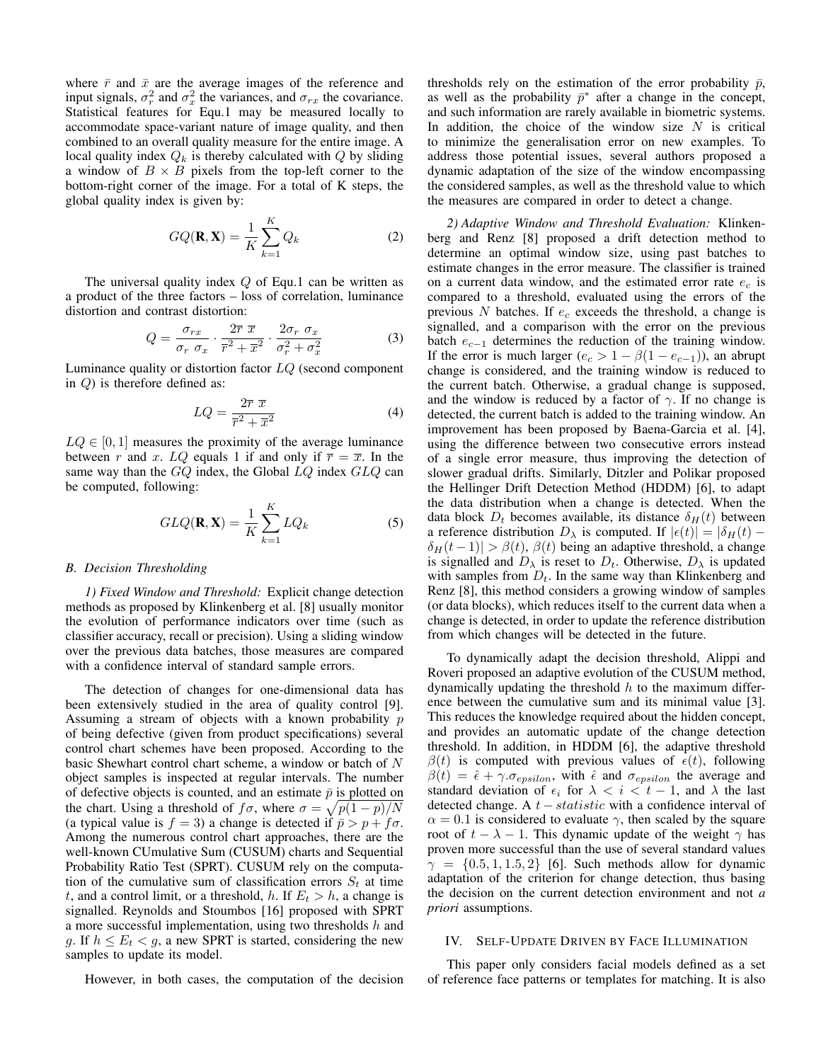where $\bar{r}$ and $\bar{x}$ are the average images of the reference and input signals, $\sigma_r^2$ and $\sigma_x^2$ the variances, and $\sigma_{rx}$ the covariance. Statistical features for Equ.1 may be measured locally to accommodate space-variant nature of image quality, and then combined to an overall quality measure for the entire image. A local quality index $Q_k$ is thereby calculated with $Q$ by sliding a window of $B \times B$ pixels from the top-left corner to the bottom-right corner of the image. For a total of K steps, the global quality index is given by:

$$GQ(\mathbf{R}, \mathbf{X}) = \frac{1}{K} \sum_{k=1}^{K} Q_k \tag{2}$$

The universal quality index $Q$ of Equ.1 can be written as a product of the three factors – loss of correlation, luminance distortion and contrast distortion:

$$Q = \frac{\sigma_{rx}}{\sigma_r \ \sigma_x} \cdot \frac{2\overline{r} \ \overline{x}}{\overline{r}^2 + \overline{x}^2} \cdot \frac{2\sigma_r \ \sigma_x}{\sigma_r^2 + \sigma_x^2} \tag{3}$$

Luminance quality or distortion factor $LQ$ (second component in $Q$) is therefore defined as:

$$LQ = \frac{2\overline{r} \ \overline{x}}{\overline{r}^2 + \overline{x}^2} \tag{4}$$

$LQ \in [0, 1]$ measures the proximity of the average luminance between $r$ and $x$. $LQ$ equals 1 if and only if $\overline{r} = \overline{x}$. In the same way than the $GQ$ index, the Global $LQ$ index $GLQ$ can be computed, following:

$$GLQ(\mathbf{R}, \mathbf{X}) = \frac{1}{K} \sum_{k=1}^{K} LQ_k \tag{5}$$

### B. Decision Thresholding

*1) Fixed Window and Threshold:* Explicit change detection methods as proposed by Klinkenberg et al. [8] usually monitor the evolution of performance indicators over time (such as classifier accuracy, recall or precision). Using a sliding window over the previous data batches, those measures are compared with a confidence interval of standard sample errors.

The detection of changes for one-dimensional data has been extensively studied in the area of quality control [9]. Assuming a stream of objects with a known probability $p$ of being defective (given from product specifications) several control chart schemes have been proposed. According to the basic Shewhart control chart scheme, a window or batch of $N$ object samples is inspected at regular intervals. The number of defective objects is counted, and an estimate $\bar{p}$ is plotted on the chart. Using a threshold of $f\sigma$, where $\sigma = \sqrt{p(1-p)/N}$ (a typical value is $f = 3$) a change is detected if $\bar{p} > p + f\sigma$. Among the numerous control chart approaches, there are the well-known CUmulative Sum (CUSUM) charts and Sequential Probability Ratio Test (SPRT). CUSUM rely on the computation of the cumulative sum of classification errors $S_t$ at time $t$, and a control limit, or a threshold, $h$. If $E_t > h$, a change is signalled. Reynolds and Stoumbos [16] proposed with SPRT a more successful implementation, using two thresholds $h$ and $g$. If $h \leq E_t < g$, a new SPRT is started, considering the new samples to update its model.

However, in both cases, the computation of the decision thresholds rely on the estimation of the error probability $\bar{p}$, as well as the probability $\bar{p}^*$ after a change in the concept, and such information are rarely available in biometric systems. In addition, the choice of the window size $N$ is critical to minimize the generalisation error on new examples. To address those potential issues, several authors proposed a dynamic adaptation of the size of the window encompassing the considered samples, as well as the threshold value to which the measures are compared in order to detect a change.

*2) Adaptive Window and Threshold Evaluation:* Klinkenberg and Renz [8] proposed a drift detection method to determine an optimal window size, using past batches to estimate changes in the error measure. The classifier is trained on a current data window, and the estimated error rate $e_c$ is compared to a threshold, evaluated using the errors of the previous $N$ batches. If $e_c$ exceeds the threshold, a change is signalled, and a comparison with the error on the previous batch $e_{c-1}$ determines the reduction of the training window. If the error is much larger ($e_c > 1 - \beta(1 - e_{c-1})$), an abrupt change is considered, and the training window is reduced to the current batch. Otherwise, a gradual change is supposed, and the window is reduced by a factor of $\gamma$. If no change is detected, the current batch is added to the training window. An improvement has been proposed by Baena-Garcia et al. [4], using the difference between two consecutive errors instead of a single error measure, thus improving the detection of slower gradual drifts. Similarly, Ditzler and Polikar proposed the Hellinger Drift Detection Method (HDDM) [6], to adapt the data distribution when a change is detected. When the data block $D_t$ becomes available, its distance $\delta_H(t)$ between a reference distribution $D_\lambda$ is computed. If $|\epsilon(t)| = |\delta_H(t) - \delta_H(t-1)| > \beta(t)$, $\beta(t)$ being an adaptive threshold, a change is signalled and $D_\lambda$ is reset to $D_t$. Otherwise, $D_\lambda$ is updated with samples from $D_t$. In the same way than Klinkenberg and Renz [8], this method considers a growing window of samples (or data blocks), which reduces itself to the current data when a change is detected, in order to update the reference distribution from which changes will be detected in the future.

To dynamically adapt the decision threshold, Alippi and Roveri proposed an adaptive evolution of the CUSUM method, dynamically updating the threshold $h$ to the maximum difference between the cumulative sum and its minimal value [3]. This reduces the knowledge required about the hidden concept, and provides an automatic update of the change detection threshold. In addition, in HDDM [6], the adaptive threshold $\beta(t)$ is computed with previous values of $\epsilon(t)$, following $\beta(t) = \hat{\epsilon} + \gamma.\sigma_{epsilon}$, with $\hat{\epsilon}$ and $\sigma_{epsilon}$ the average and standard deviation of $\epsilon_i$ for $\lambda < i < t-1$, and $\lambda$ the last detected change. A $t-statistic$ with a confidence interval of $\alpha = 0.1$ is considered to evaluate $\gamma$, then scaled by the square root of $t - \lambda - 1$. This dynamic update of the weight $\gamma$ has proven more successful than the use of several standard values $\gamma = \{0.5, 1, 1.5, 2\}$ [6]. Such methods allow for dynamic adaptation of the criterion for change detection, thus basing the decision on the current detection environment and not *a priori* assumptions.

## IV. Self-Update Driven by Face Illumination

This paper only considers facial models defined as a set of reference face patterns or templates for matching. It is also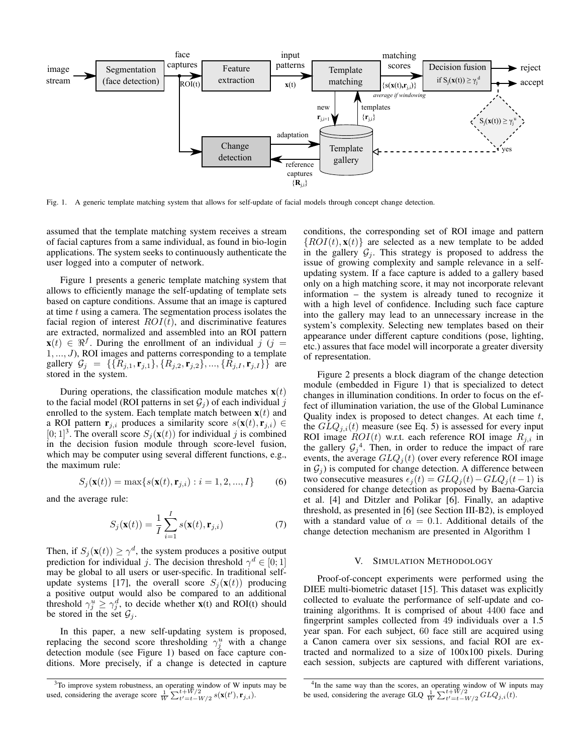Fig. 1. A generic template matching system that allows for self-update of facial models through concept change detection.

assumed that the template matching system receives a stream of facial captures from a same individual, as found in bio-login applications. The system seeks to continuously authenticate the user logged into a computer of network.

Figure 1 presents a generic template matching system that allows to efficiently manage the self-updating of template sets based on capture conditions. Assume that an image is captured at time $t$ using a camera. The segmentation process isolates the facial region of interest $ROI(t)$, and discriminative features are extracted, normalized and assembled into an ROI pattern $\mathbf{x}(t) \in \Re^f$. During the enrollment of an individual $j$ ($j = 1, ..., J$), ROI images and patterns corresponding to a template gallery $\mathcal{G}_j = \{\{R_{j,1}, \mathbf{r}_{j,1}\}, \{R_{j,2}, \mathbf{r}_{j,2}\}, ..., \{R_{j,I}, \mathbf{r}_{j,I}\}\}$ are stored in the system.

During operations, the classification module matches $\mathbf{x}(t)$ to the facial model (ROI patterns in set $\mathcal{G}_j$) of each individual $j$ enrolled to the system. Each template match between $\mathbf{x}(t)$ and a ROI pattern $\mathbf{r}_{j,i}$ produces a similarity score $s(\mathbf{x}(t), \mathbf{r}_{j,i}) \in [0; 1]$[3]. The overall score $S_j(\mathbf{x}(t))$ for individual $j$ is combined in the decision fusion module through score-level fusion, which may be computer using several different functions, e.g., the maximum rule:

$$S_j(\mathbf{x}(t)) = \max\{s(\mathbf{x}(t), \mathbf{r}_{j,i}) : i = 1, 2, ..., I\} \qquad (6)$$

and the average rule:

$$S_j(\mathbf{x}(t)) = \frac{1}{I} \sum_{i=1}^{I} s(\mathbf{x}(t), \mathbf{r}_{j,i}) \qquad (7)$$

Then, if $S_j(\mathbf{x}(t)) \geq \gamma^d$, the system produces a positive output prediction for individual $j$. The decision threshold $\gamma^d \in [0; 1]$ may be global to all users or user-specific. In traditional self-update systems [17], the overall score $S_j(\mathbf{x}(t))$ producing a positive output would also be compared to an additional threshold $\gamma_j^u \geq \gamma_j^d$, to decide whether $\mathbf{x}$(t) and ROI(t) should be stored in the set $\mathcal{G}_j$.

In this paper, a new self-updating system is proposed, replacing the second score thresholding $\gamma_j^u$ with a change detection module (see Figure 1) based on face capture conditions. More precisely, if a change is detected in capture conditions, the corresponding set of ROI image and pattern $\{ROI(t), \mathbf{x}(t)\}$ are selected as a new template to be added in the gallery $\mathcal{G}_j$. This strategy is proposed to address the issue of growing complexity and sample relevance in a self-updating system. If a face capture is added to a gallery based only on a high matching score, it may not incorporate relevant information – the system is already tuned to recognize it with a high level of confidence. Including such face capture into the gallery may lead to an unnecessary increase in the system's complexity. Selecting new templates based on their appearance under different capture conditions (pose, lighting, etc.) assures that face model will incorporate a greater diversity of representation.

Figure 2 presents a block diagram of the change detection module (embedded in Figure 1) that is specialized to detect changes in illumination conditions. In order to focus on the effect of illumination variation, the use of the Global Luminance Quality index is proposed to detect changes. At each time $t$, the $GLQ_{j,i}(t)$ measure (see Eq. 5) is assessed for every input ROI image $ROI(t)$ w.r.t. each reference ROI image $R_{j,i}$ in the gallery $\mathcal{G}_j$[4]. Then, in order to reduce the impact of rare events, the average $GLQ_j(t)$ (over every reference ROI image in $\mathcal{G}_j$) is computed for change detection. A difference between two consecutive measures $\epsilon_j(t) = GLQ_j(t) - GLQ_j(t-1)$ is considered for change detection as proposed by Baena-Garcia et al. [4] and Ditzler and Polikar [6]. Finally, an adaptive threshold, as presented in [6] (see Section III-B2), is employed with a standard value of $\alpha = 0.1$. Additional details of the change detection mechanism are presented in Algorithm 1

## V. Simulation Methodology

Proof-of-concept experiments were performed using the DIEE multi-biometric dataset [15]. This dataset was explicitly collected to evaluate the performance of self-update and co-training algorithms. It is comprised of about 4400 face and fingerprint samples collected from 49 individuals over a 1.5 year span. For each subject, 60 face still are acquired using a Canon camera over six sessions, and facial ROI are extracted and normalized to a size of 100x100 pixels. During each session, subjects are captured with different variations,

[3] To improve system robustness, an operating window of W inputs may be used, considering the average score $\frac{1}{W}\sum_{t'=t-W/2}^{t+W/2} s(\mathbf{x}(t'), \mathbf{r}_{j,i})$.

[4] In the same way than the scores, an operating window of W inputs may be used, considering the average GLQ $\frac{1}{W}\sum_{t'=t-W/2}^{t+W/2} GLQ_{j,i}(t)$.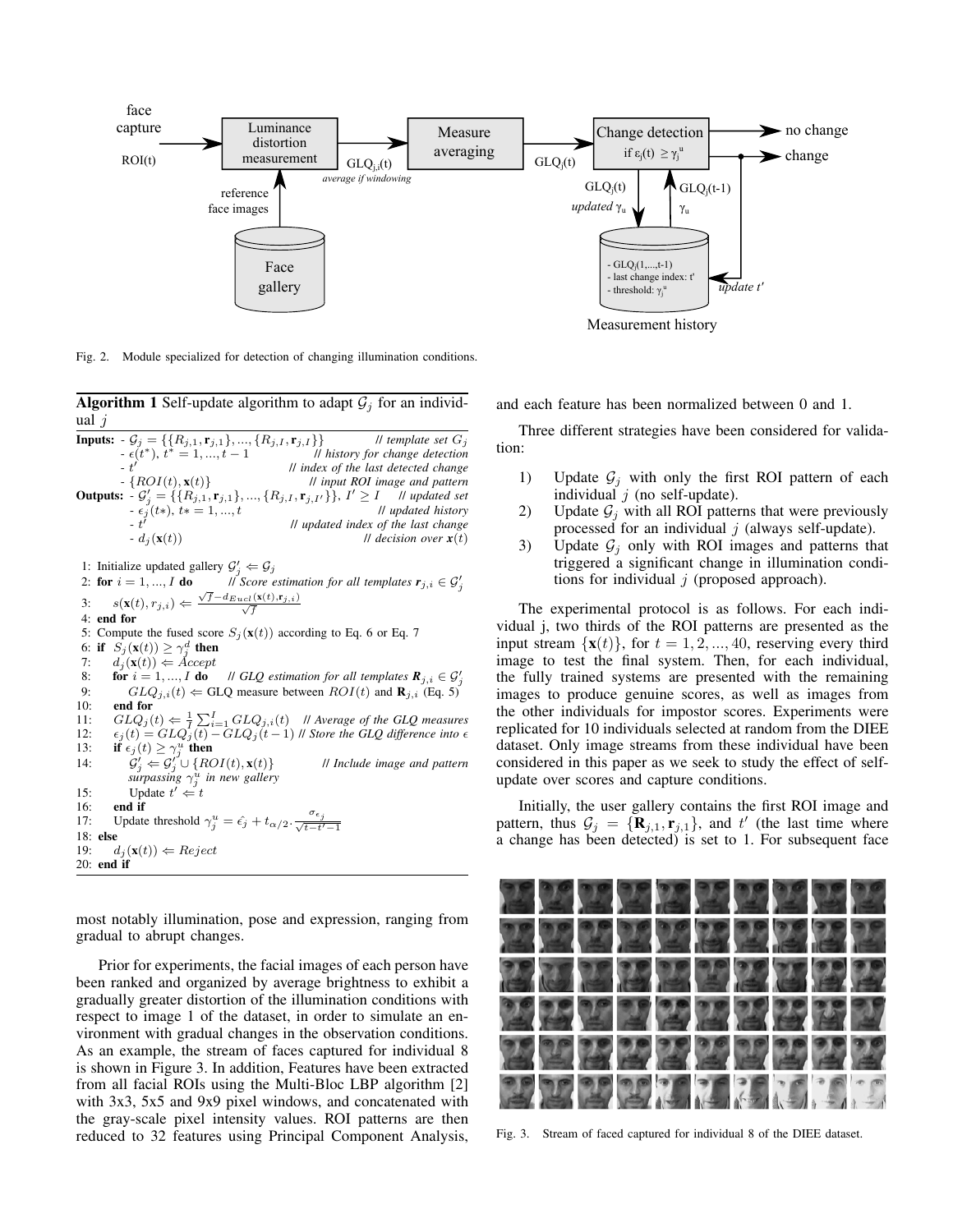Fig. 2. Module specialized for detection of changing illumination conditions.

**Algorithm 1** Self-update algorithm to adapt $\mathcal{G}_j$ for an individual $j$

```
Inputs:  - G_j = {{R_{j,1}, r_{j,1}}, ..., {R_{j,I}, r_{j,I}}}        // template set G_j
         - ε(t*), t* = 1, ..., t − 1                     // history for change detection
         - t'                                          // index of the last detected change
         - {ROI(t), x(t)}                              // input ROI image and pattern
Outputs: - G'_j = {{R_{j,1}, r_{j,1}}, ..., {R_{j,I}, r_{j,I'}}}, I' ≥ I   // updated set
         - ε_j(t*), t* = 1, ..., t                     // updated history
         - t'                                          // updated index of the last change
         - d_j(x(t))                                   // decision over x(t)

 1: Initialize updated gallery G'_j ⇐ G_j
 2: for i = 1, ..., I do        // Score estimation for all templates r_{j,i} ∈ G'_j
 3:     s(x(t), r_{j,i}) ⇐ (√J − d_{Eucl}(x(t), r_{j,i})) / √J
 4: end for
 5: Compute the fused score S_j(x(t)) according to Eq. 6 or Eq. 7
 6: if S_j(x(t)) ≥ γ_j^d then
 7:     d_j(x(t)) ⇐ Accept
 8:     for i = 1, ..., I do     // GLQ estimation for all templates R_{j,i} ∈ G'_j
 9:         GLQ_{j,i}(t) ⇐ GLQ measure between ROI(t) and R_{j,i} (Eq. 5)
10:     end for
11:     GLQ_j(t) ⇐ (1/I) Σ_{i=1}^{I} GLQ_{j,i}(t)   // Average of the GLQ measures
12:     ε_j(t) = GLQ_j(t) − GLQ_j(t − 1) // Store the GLQ difference into ε
13:     if ε_j(t) ≥ γ_j^u then
14:         G'_j ⇐ G'_j ∪ {ROI(t), x(t)}          // Include image and pattern
            surpassing γ_j^u in new gallery
15:         Update t' ⇐ t
16:     end if
17:     Update threshold γ_j^u = ε̂_j + t_{α/2} · σ_{ε_j} / √(t − t' − 1)
18: else
19:     d_j(x(t)) ⇐ Reject
20: end if
```

most notably illumination, pose and expression, ranging from gradual to abrupt changes.

Prior for experiments, the facial images of each person have been ranked and organized by average brightness to exhibit a gradually greater distortion of the illumination conditions with respect to image 1 of the dataset, in order to simulate an environment with gradual changes in the observation conditions. As an example, the stream of faces captured for individual 8 is shown in Figure 3. In addition, Features have been extracted from all facial ROIs using the Multi-Bloc LBP algorithm [2] with 3x3, 5x5 and 9x9 pixel windows, and concatenated with the gray-scale pixel intensity values. ROI patterns are then reduced to 32 features using Principal Component Analysis, and each feature has been normalized between 0 and 1.

Three different strategies have been considered for validation:

1) Update $\mathcal{G}_j$ with only the first ROI pattern of each individual $j$ (no self-update).
2) Update $\mathcal{G}_j$ with all ROI patterns that were previously processed for an individual $j$ (always self-update).
3) Update $\mathcal{G}_j$ only with ROI images and patterns that triggered a significant change in illumination conditions for individual $j$ (proposed approach).

The experimental protocol is as follows. For each individual j, two thirds of the ROI patterns are presented as the input stream $\{\mathbf{x}(t)\}$, for $t = 1, 2, ..., 40$, reserving every third image to test the final system. Then, for each individual, the fully trained systems are presented with the remaining images to produce genuine scores, as well as images from the other individuals for impostor scores. Experiments were replicated for 10 individuals selected at random from the DIEE dataset. Only image streams from these individual have been considered in this paper as we seek to study the effect of self-update over scores and capture conditions.

Initially, the user gallery contains the first ROI image and pattern, thus $\mathcal{G}_j = \{\mathbf{R}_{j,1}, \mathbf{r}_{j,1}\}$, and $t'$ (the last time where a change has been detected) is set to 1. For subsequent face

Fig. 3. Stream of faced captured for individual 8 of the DIEE dataset.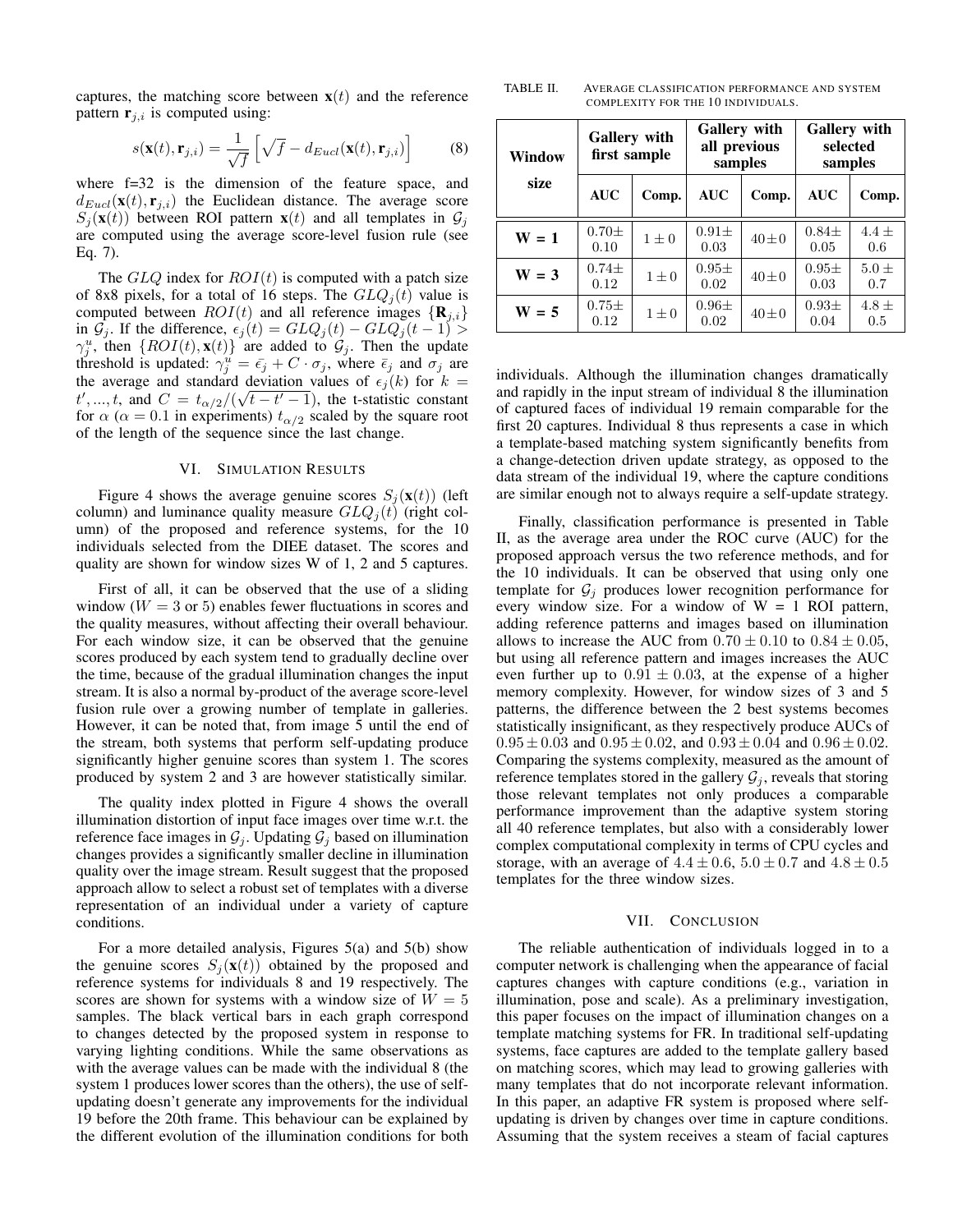captures, the matching score between $\mathbf{x}(t)$ and the reference pattern $\mathbf{r}_{j,i}$ is computed using:

$$s(\mathbf{x}(t), \mathbf{r}_{j,i}) = \frac{1}{\sqrt{f}} \left[ \sqrt{f} - d_{Eucl}(\mathbf{x}(t), \mathbf{r}_{j,i}) \right] \quad (8)$$

where f=32 is the dimension of the feature space, and $d_{Eucl}(\mathbf{x}(t), \mathbf{r}_{j,i})$ the Euclidean distance. The average score $S_j(\mathbf{x}(t))$ between ROI pattern $\mathbf{x}(t)$ and all templates in $\mathcal{G}_j$ are computed using the average score-level fusion rule (see Eq. 7).

The $GLQ$ index for $ROI(t)$ is computed with a patch size of 8x8 pixels, for a total of 16 steps. The $GLQ_j(t)$ value is computed between $ROI(t)$ and all reference images $\{\mathbf{R}_{j,i}\}$ in $\mathcal{G}_j$. If the difference, $\epsilon_j(t) = GLQ_j(t) - GLQ_j(t-1) > \gamma_j^u$, then $\{ROI(t), \mathbf{x}(t)\}$ are added to $\mathcal{G}_j$. Then the update threshold is updated: $\gamma_j^u = \bar{\epsilon_j} + C \cdot \sigma_j$, where $\bar{\epsilon}_j$ and $\sigma_j$ are the average and standard deviation values of $\epsilon_j(k)$ for $k = t', ..., t$, and $C = t_{\alpha/2}/(\sqrt{t - t' - 1})$, the t-statistic constant for $\alpha$ ($\alpha = 0.1$ in experiments) $t_{\alpha/2}$ scaled by the square root of the length of the sequence since the last change.

## VI. Simulation Results

Figure 4 shows the average genuine scores $S_j(\mathbf{x}(t))$ (left column) and luminance quality measure $GLQ_j(t)$ (right column) of the proposed and reference systems, for the 10 individuals selected from the DIEE dataset. The scores and quality are shown for window sizes W of 1, 2 and 5 captures.

First of all, it can be observed that the use of a sliding window ($W = 3$ or 5) enables fewer fluctuations in scores and the quality measures, without affecting their overall behaviour. For each window size, it can be observed that the genuine scores produced by each system tend to gradually decline over the time, because of the gradual illumination changes the input stream. It is also a normal by-product of the average score-level fusion rule over a growing number of template in galleries. However, it can be noted that, from image 5 until the end of the stream, both systems that perform self-updating produce significantly higher genuine scores than system 1. The scores produced by system 2 and 3 are however statistically similar.

The quality index plotted in Figure 4 shows the overall illumination distortion of input face images over time w.r.t. the reference face images in $\mathcal{G}_j$. Updating $\mathcal{G}_j$ based on illumination changes provides a significantly smaller decline in illumination quality over the image stream. Result suggest that the proposed approach allow to select a robust set of templates with a diverse representation of an individual under a variety of capture conditions.

For a more detailed analysis, Figures 5(a) and 5(b) show the genuine scores $S_j(\mathbf{x}(t))$ obtained by the proposed and reference systems for individuals 8 and 19 respectively. The scores are shown for systems with a window size of $W = 5$ samples. The black vertical bars in each graph correspond to changes detected by the proposed system in response to varying lighting conditions. While the same observations as with the average values can be made with the individual 8 (the system 1 produces lower scores than the others), the use of self-updating doesn't generate any improvements for the individual 19 before the 20th frame. This behaviour can be explained by the different evolution of the illumination conditions for both individuals. Although the illumination changes dramatically and rapidly in the input stream of individual 8 the illumination of captured faces of individual 19 remain comparable for the first 20 captures. Individual 8 thus represents a case in which a template-based matching system significantly benefits from a change-detection driven update strategy, as opposed to the data stream of the individual 19, where the capture conditions are similar enough not to always require a self-update strategy.

Finally, classification performance is presented in Table II, as the average area under the ROC curve (AUC) for the proposed approach versus the two reference methods, and for the 10 individuals. It can be observed that using only one template for $\mathcal{G}_j$ produces lower recognition performance for every window size. For a window of W = 1 ROI pattern, adding reference patterns and images based on illumination allows to increase the AUC from $0.70 \pm 0.10$ to $0.84 \pm 0.05$, but using all reference pattern and images increases the AUC even further up to $0.91 \pm 0.03$, at the expense of a higher memory complexity. However, for window sizes of 3 and 5 patterns, the difference between the 2 best systems becomes statistically insignificant, as they respectively produce AUCs of $0.95 \pm 0.03$ and $0.95 \pm 0.02$, and $0.93 \pm 0.04$ and $0.96 \pm 0.02$. Comparing the systems complexity, measured as the amount of reference templates stored in the gallery $\mathcal{G}_j$, reveals that storing those relevant templates not only produces a comparable performance improvement than the adaptive system storing all 40 reference templates, but also with a considerably lower complex computational complexity in terms of CPU cycles and storage, with an average of $4.4 \pm 0.6$, $5.0 \pm 0.7$ and $4.8 \pm 0.5$ templates for the three window sizes.

TABLE II. Average classification performance and system complexity for the 10 individuals.

| Window size | Gallery with first sample | | Gallery with all previous samples | | Gallery with selected samples | |
|---|---|---|---|---|---|---|
| | **AUC** | **Comp.** | **AUC** | **Comp.** | **AUC** | **Comp.** |
| **W = 1** | $0.70 \pm 0.10$ | $1 \pm 0$ | $0.91 \pm 0.03$ | $40 \pm 0$ | $0.84 \pm 0.05$ | $4.4 \pm 0.6$ |
| **W = 3** | $0.74 \pm 0.12$ | $1 \pm 0$ | $0.95 \pm 0.02$ | $40 \pm 0$ | $0.95 \pm 0.03$ | $5.0 \pm 0.7$ |
| **W = 5** | $0.75 \pm 0.12$ | $1 \pm 0$ | $0.96 \pm 0.02$ | $40 \pm 0$ | $0.93 \pm 0.04$ | $4.8 \pm 0.5$ |

## VII. Conclusion

The reliable authentication of individuals logged in to a computer network is challenging when the appearance of facial captures changes with capture conditions (e.g., variation in illumination, pose and scale). As a preliminary investigation, this paper focuses on the impact of illumination changes on a template matching systems for FR. In traditional self-updating systems, face captures are added to the template gallery based on matching scores, which may lead to growing galleries with many templates that do not incorporate relevant information. In this paper, an adaptive FR system is proposed where self-updating is driven by changes over time in capture conditions. Assuming that the system receives a steam of facial captures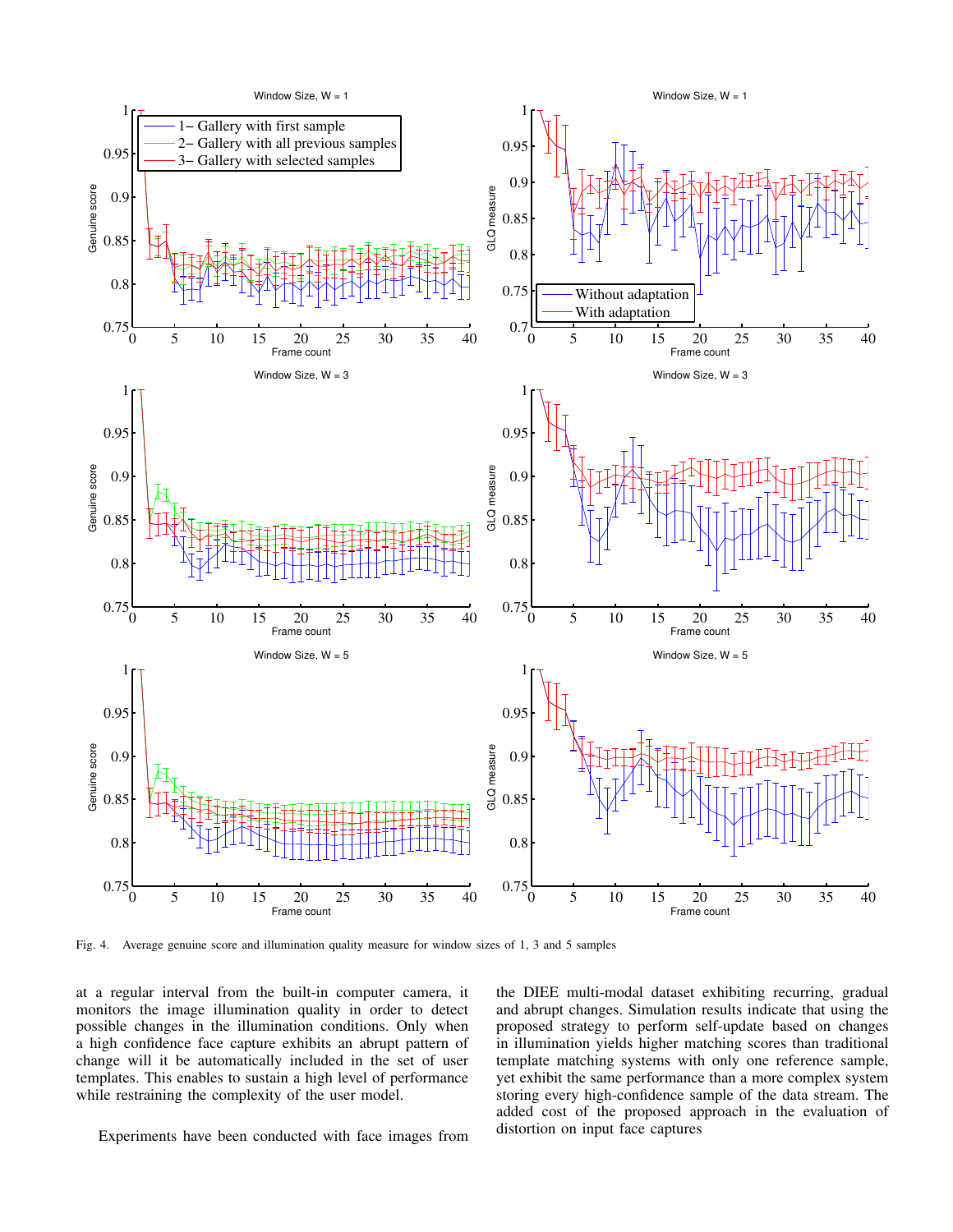Fig. 4. Average genuine score and illumination quality measure for window sizes of 1, 3 and 5 samples

at a regular interval from the built-in computer camera, it monitors the image illumination quality in order to detect possible changes in the illumination conditions. Only when a high confidence face capture exhibits an abrupt pattern of change will it be automatically included in the set of user templates. This enables to sustain a high level of performance while restraining the complexity of the user model.

Experiments have been conducted with face images from the DIEE multi-modal dataset exhibiting recurring, gradual and abrupt changes. Simulation results indicate that using the proposed strategy to perform self-update based on changes in illumination yields higher matching scores than traditional template matching systems with only one reference sample, yet exhibit the same performance than a more complex system storing every high-confidence sample of the data stream. The added cost of the proposed approach in the evaluation of distortion on input face captures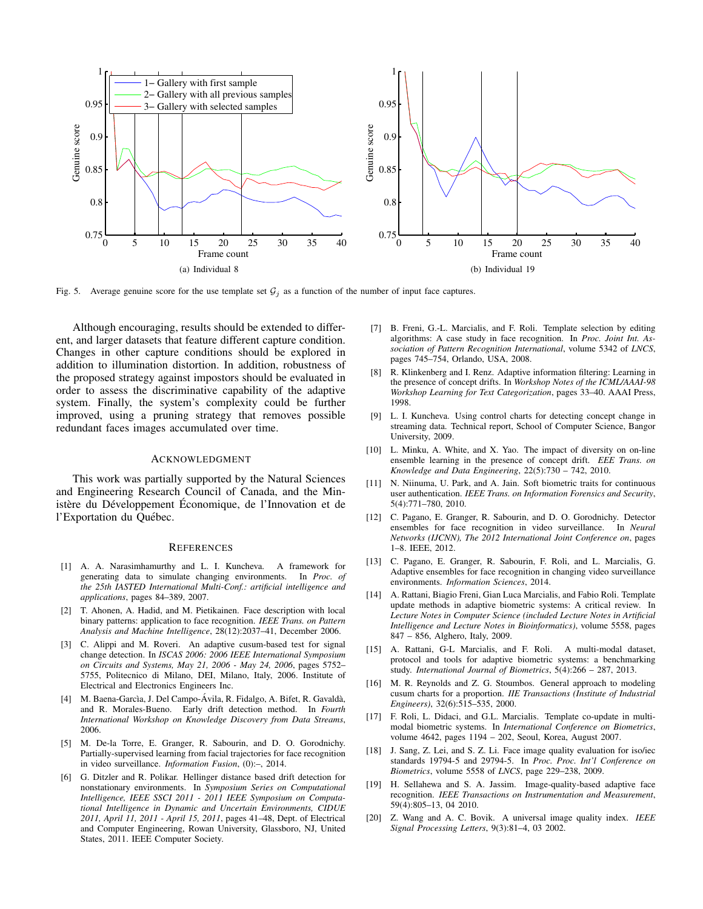1

0.95

0.9

0.85

0.8

0.75

Genuine score

0 5 10 15 20 25 30 35 40

Frame count

1– Gallery with first sample

2– Gallery with all previous samples

3– Gallery with selected samples

(a) Individual 8

1

0.95

0.9

0.85

0.8

0.75

Genuine score

0 5 10 15 20 25 30 35 40

Frame count

(b) Individual 19

Fig. 5. Average genuine score for the use template set $\mathcal{G}_j$ as a function of the number of input face captures.

Although encouraging, results should be extended to different, and larger datasets that feature different capture condition. Changes in other capture conditions should be explored in addition to illumination distortion. In addition, robustness of the proposed strategy against impostors should be evaluated in order to assess the discriminative capability of the adaptive system. Finally, the system's complexity could be further improved, using a pruning strategy that removes possible redundant faces images accumulated over time.

## Acknowledgment

This work was partially supported by the Natural Sciences and Engineering Research Council of Canada, and the Ministère du Développement Économique, de l'Innovation et de l'Exportation du Québec.

## References

[1] A. A. Narasimhamurthy and L. I. Kuncheva. A framework for generating data to simulate changing environments. In *Proc. of the 25th IASTED International Multi-Conf.: artificial intelligence and applications*, pages 84–389, 2007.

[2] T. Ahonen, A. Hadid, and M. Pietikainen. Face description with local binary patterns: application to face recognition. *IEEE Trans. on Pattern Analysis and Machine Intelligence*, 28(12):2037–41, December 2006.

[3] C. Alippi and M. Roveri. An adaptive cusum-based test for signal change detection. In *ISCAS 2006: 2006 IEEE International Symposium on Circuits and Systems, May 21, 2006 - May 24, 2006*, pages 5752–5755, Politecnico di Milano, DEI, Milano, Italy, 2006. Institute of Electrical and Electronics Engineers Inc.

[4] M. Baena-Garcìa, J. Del Campo-Ávila, R. Fidalgo, A. Bifet, R. Gavaldà, and R. Morales-Bueno. Early drift detection method. In *Fourth International Workshop on Knowledge Discovery from Data Streams*, 2006.

[5] M. De-la Torre, E. Granger, R. Sabourin, and D. O. Gorodnichy. Partially-supervised learning from facial trajectories for face recognition in video surveillance. *Information Fusion*, (0):–, 2014.

[6] G. Ditzler and R. Polikar. Hellinger distance based drift detection for nonstationary environments. In *Symposium Series on Computational Intelligence, IEEE SSCI 2011 - 2011 IEEE Symposium on Computational Intelligence in Dynamic and Uncertain Environments, CIDUE 2011, April 11, 2011 - April 15, 2011*, pages 41–48, Dept. of Electrical and Computer Engineering, Rowan University, Glassboro, NJ, United States, 2011. IEEE Computer Society.

[7] B. Freni, G.-L. Marcialis, and F. Roli. Template selection by editing algorithms: A case study in face recognition. In *Proc. Joint Int. Association of Pattern Recognition International*, volume 5342 of *LNCS*, pages 745–754, Orlando, USA, 2008.

[8] R. Klinkenberg and I. Renz. Adaptive information filtering: Learning in the presence of concept drifts. In *Workshop Notes of the ICML/AAAI-98 Workshop Learning for Text Categorization*, pages 33–40. AAAI Press, 1998.

[9] L. I. Kuncheva. Using control charts for detecting concept change in streaming data. Technical report, School of Computer Science, Bangor University, 2009.

[10] L. Minku, A. White, and X. Yao. The impact of diversity on on-line ensemble learning in the presence of concept drift. *EEE Trans. on Knowledge and Data Engineering*, 22(5):730 – 742, 2010.

[11] N. Niinuma, U. Park, and A. Jain. Soft biometric traits for continuous user authentication. *IEEE Trans. on Information Forensics and Security*, 5(4):771–780, 2010.

[12] C. Pagano, E. Granger, R. Sabourin, and D. O. Gorodnichy. Detector ensembles for face recognition in video surveillance. In *Neural Networks (IJCNN), The 2012 International Joint Conference on*, pages 1–8. IEEE, 2012.

[13] C. Pagano, E. Granger, R. Sabourin, F. Roli, and L. Marcialis, G. Adaptive ensembles for face recognition in changing video surveillance environments. *Information Sciences*, 2014.

[14] A. Rattani, Biagio Freni, Gian Luca Marcialis, and Fabio Roli. Template update methods in adaptive biometric systems: A critical review. In *Lecture Notes in Computer Science (included Lecture Notes in Artificial Intelligence and Lecture Notes in Bioinformatics)*, volume 5558, pages 847 – 856, Alghero, Italy, 2009.

[15] A. Rattani, G-L Marcialis, and F. Roli. A multi-modal dataset, protocol and tools for adaptive biometric systems: a benchmarking study. *International Journal of Biometrics*, 5(4):266 – 287, 2013.

[16] M. R. Reynolds and Z. G. Stoumbos. General approach to modeling cusum charts for a proportion. *IIE Transactions (Institute of Industrial Engineers)*, 32(6):515–535, 2000.

[17] F. Roli, L. Didaci, and G.L. Marcialis. Template co-update in multimodal biometric systems. In *International Conference on Biometrics*, volume 4642, pages 1194 – 202, Seoul, Korea, August 2007.

[18] J. Sang, Z. Lei, and S. Z. Li. Face image quality evaluation for iso/iec standards 19794-5 and 29794-5. In *Proc. Proc. Int'l Conference on Biometrics*, volume 5558 of *LNCS*, page 229–238, 2009.

[19] H. Sellahewa and S. A. Jassim. Image-quality-based adaptive face recognition. *IEEE Transactions on Instrumentation and Measurement*, 59(4):805–13, 04 2010.

[20] Z. Wang and A. C. Bovik. A universal image quality index. *IEEE Signal Processing Letters*, 9(3):81–4, 03 2002.